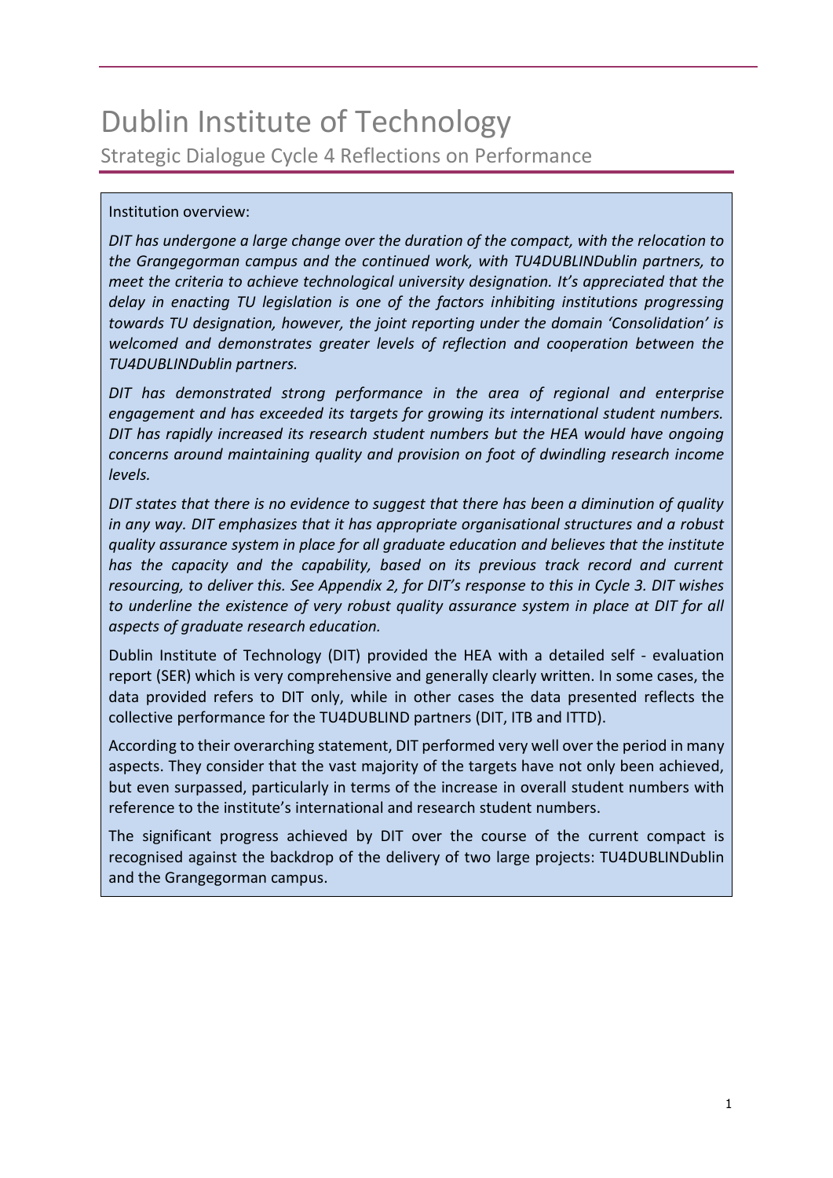# Dublin Institute of Technology

## Strategic Dialogue Cycle 4 Reflections on Performance

Institution overview:

*DIT has undergone a large change over the duration of the compact, with the relocation to the Grangegorman campus and the continued work, with TU4DUBLINDublin partners, to meet the criteria to achieve technological university designation. It's appreciated that the delay in enacting TU legislation is one of the factors inhibiting institutions progressing towards TU designation, however, the joint reporting under the domain 'Consolidation' is welcomed and demonstrates greater levels of reflection and cooperation between the TU4DUBLINDublin partners.*

*DIT has demonstrated strong performance in the area of regional and enterprise engagement and has exceeded its targets for growing its international student numbers. DIT has rapidly increased its research student numbers but the HEA would have ongoing concerns around maintaining quality and provision on foot of dwindling research income levels.*

*DIT states that there is no evidence to suggest that there has been a diminution of quality in any way. DIT emphasizes that it has appropriate organisational structures and a robust quality assurance system in place for all graduate education and believes that the institute has the capacity and the capability, based on its previous track record and current resourcing, to deliver this. See Appendix 2, for DIT's response to this in Cycle 3. DIT wishes to underline the existence of very robust quality assurance system in place at DIT for all aspects of graduate research education.*

Dublin Institute of Technology (DIT) provided the HEA with a detailed self - evaluation report (SER) which is very comprehensive and generally clearly written. In some cases, the data provided refers to DIT only, while in other cases the data presented reflects the collective performance for the TU4DUBLIND partners (DIT, ITB and ITTD).

According to their overarching statement, DIT performed very well over the period in many aspects. They consider that the vast majority of the targets have not only been achieved, but even surpassed, particularly in terms of the increase in overall student numbers with reference to the institute's international and research student numbers.

The significant progress achieved by DIT over the course of the current compact is recognised against the backdrop of the delivery of two large projects: TU4DUBLINDublin and the Grangegorman campus.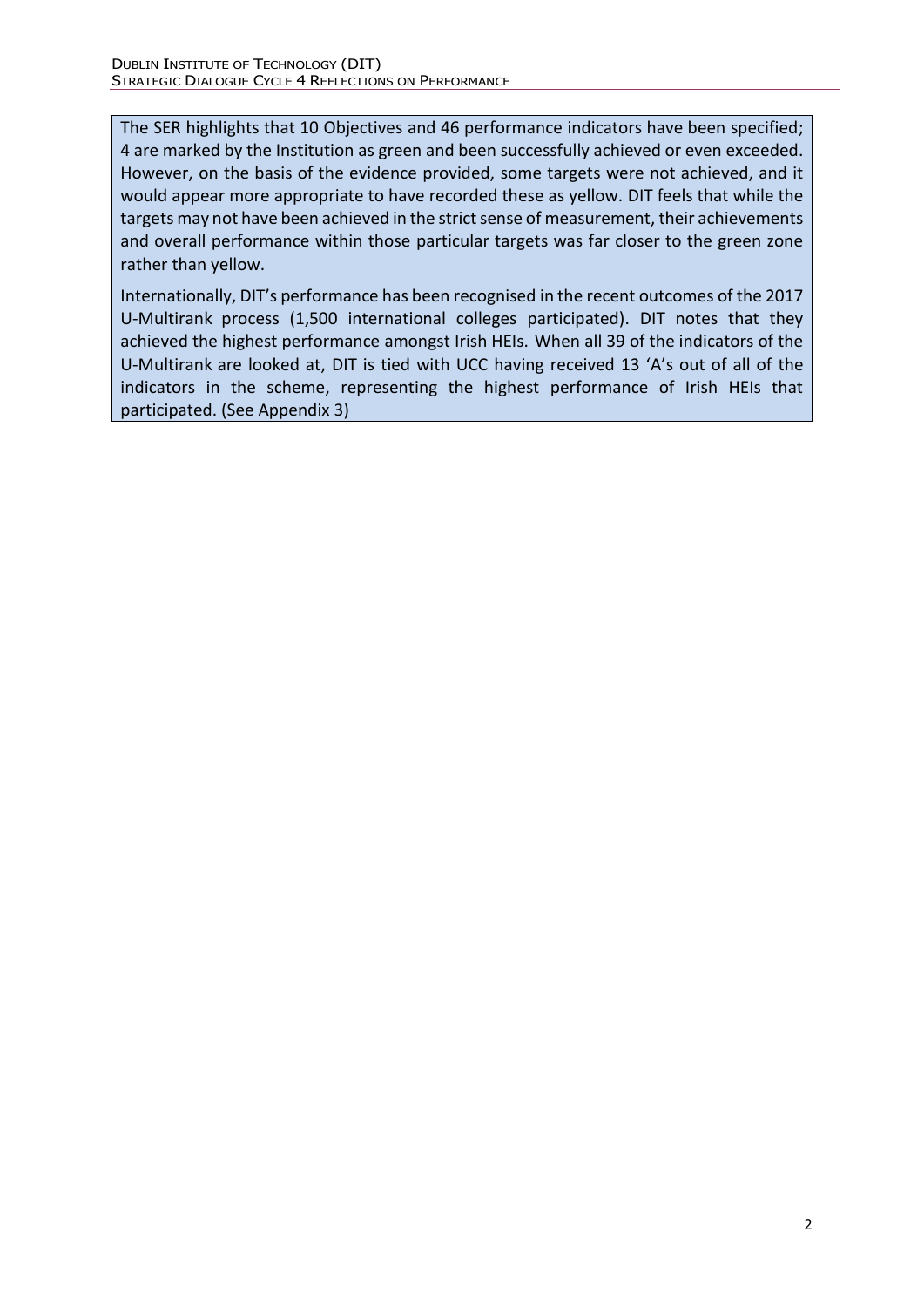The SER highlights that 10 Objectives and 46 performance indicators have been specified; 4 are marked by the Institution as green and been successfully achieved or even exceeded. However, on the basis of the evidence provided, some targets were not achieved, and it would appear more appropriate to have recorded these as yellow. DIT feels that while the targets may not have been achieved in the strict sense of measurement, their achievements and overall performance within those particular targets was far closer to the green zone rather than yellow.

Internationally, DIT's performance has been recognised in the recent outcomes of the 2017 U-Multirank process (1,500 international colleges participated). DIT notes that they achieved the highest performance amongst Irish HEIs. When all 39 of the indicators of the U-Multirank are looked at, DIT is tied with UCC having received 13 'A's out of all of the indicators in the scheme, representing the highest performance of Irish HEIs that participated. (See Appendix 3)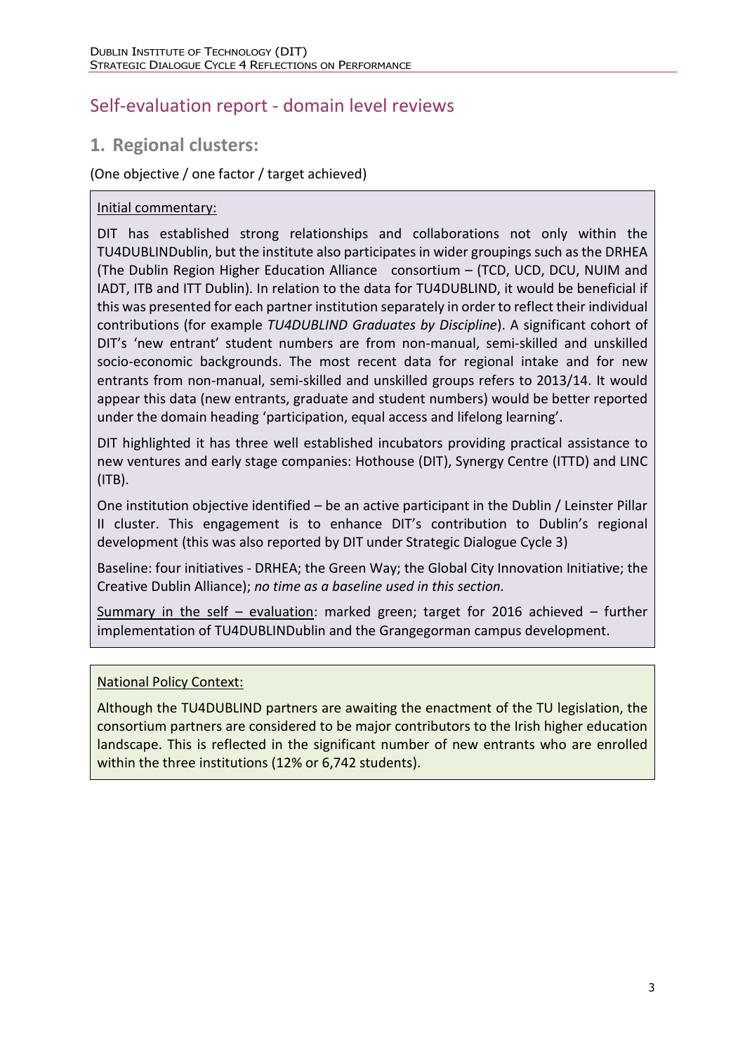# Self-evaluation report - domain level reviews

## 1. Regional clusters:

(One objective / one factor / target achieved)

Initial commentary:

DIT has established strong relationships and collaborations not only within the TU4DUBLINDublin, but the institute also participates in wider groupings such as the DRHEA (The Dublin Region Higher Education Alliance consortium – (TCD, UCD, DCU, NUIM and IADT, ITB and ITT Dublin). In relation to the data for TU4DUBLIND, it would be beneficial if this was presented for each partner institution separately in order to reflect their individual contributions (for example *TU4DUBLIND Graduates by Discipline*). A significant cohort of DIT's 'new entrant' student numbers are from non-manual, semi-skilled and unskilled socio-economic backgrounds. The most recent data for regional intake and for new entrants from non-manual, semi-skilled and unskilled groups refers to 2013/14. It would appear this data (new entrants, graduate and student numbers) would be better reported under the domain heading 'participation, equal access and lifelong learning'.

DIT highlighted it has three well established incubators providing practical assistance to new ventures and early stage companies: Hothouse (DIT), Synergy Centre (ITTD) and LINC (ITB).

One institution objective identified – be an active participant in the Dublin / Leinster Pillar II cluster. This engagement is to enhance DIT's contribution to Dublin's regional development (this was also reported by DIT under Strategic Dialogue Cycle 3)

Baseline: four initiatives - DRHEA; the Green Way; the Global City Innovation Initiative; the Creative Dublin Alliance); *no time as a baseline used in this section.*

Summary in the self – evaluation: marked green; target for 2016 achieved – further implementation of TU4DUBLINDublin and the Grangegorman campus development.

National Policy Context:

Although the TU4DUBLIND partners are awaiting the enactment of the TU legislation, the consortium partners are considered to be major contributors to the Irish higher education landscape. This is reflected in the significant number of new entrants who are enrolled within the three institutions (12% or 6,742 students).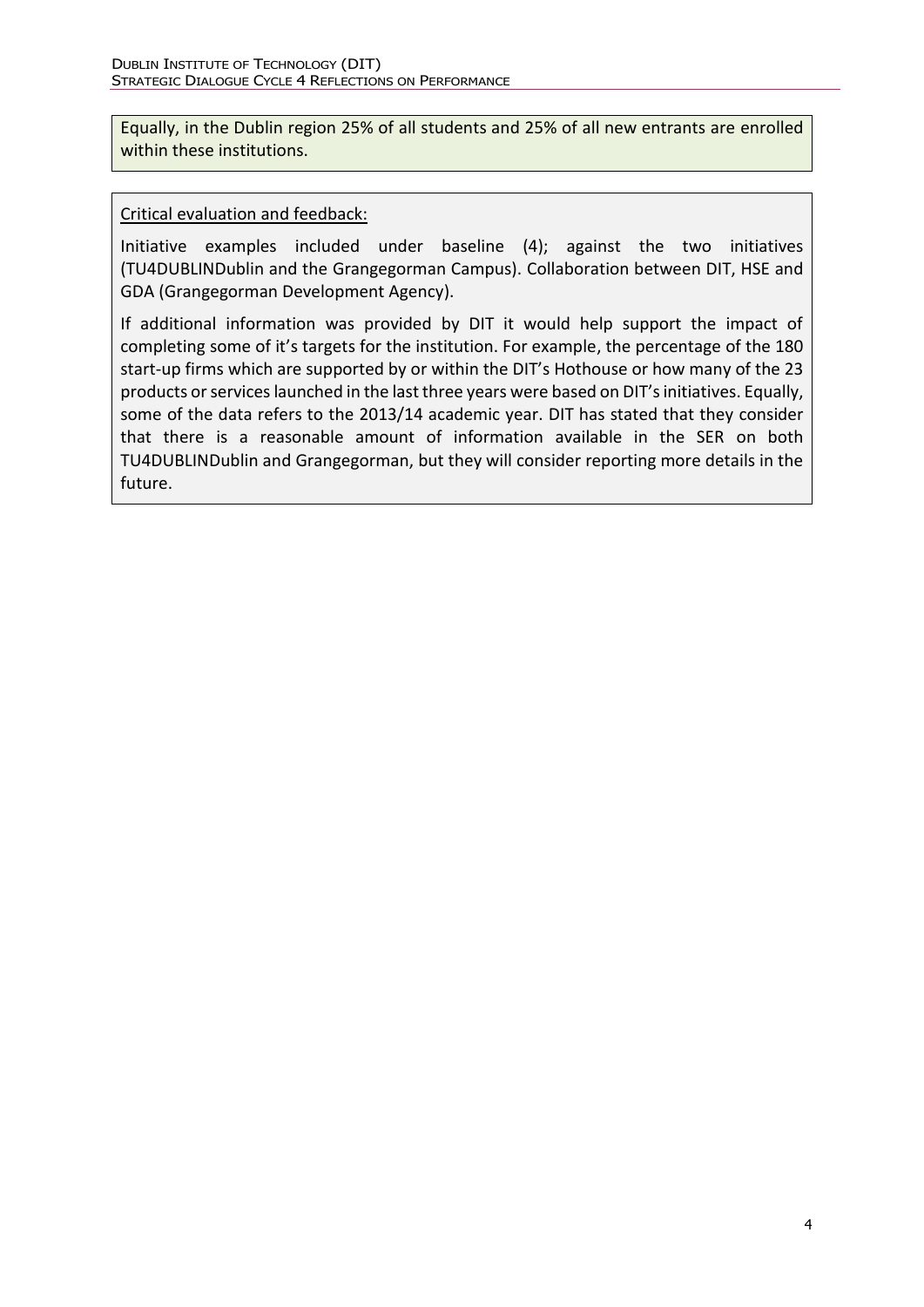Equally, in the Dublin region 25% of all students and 25% of all new entrants are enrolled within these institutions.

Critical evaluation and feedback:

Initiative examples included under baseline (4); against the two initiatives (TU4DUBLINDublin and the Grangegorman Campus). Collaboration between DIT, HSE and GDA (Grangegorman Development Agency).

If additional information was provided by DIT it would help support the impact of completing some of it's targets for the institution. For example, the percentage of the 180 start-up firms which are supported by or within the DIT's Hothouse or how many of the 23 products or services launched in the last three years were based on DIT's initiatives. Equally, some of the data refers to the 2013/14 academic year. DIT has stated that they consider that there is a reasonable amount of information available in the SER on both TU4DUBLINDublin and Grangegorman, but they will consider reporting more details in the future.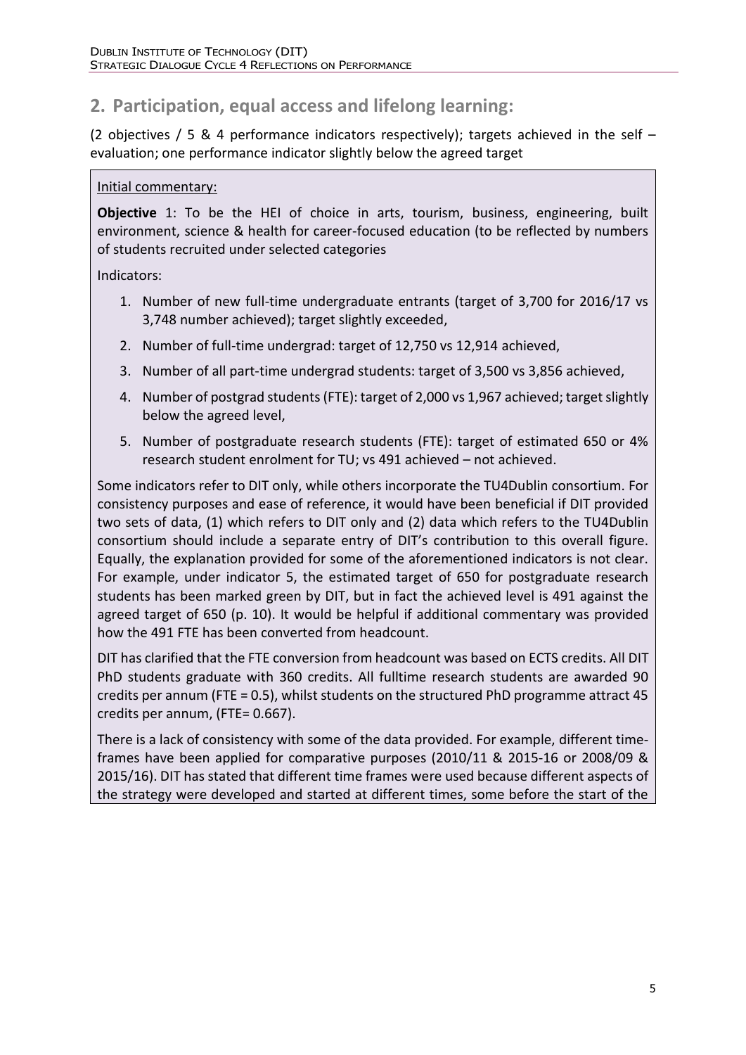## 2. Participation, equal access and lifelong learning:

(2 objectives / 5 & 4 performance indicators respectively); targets achieved in the self – evaluation; one performance indicator slightly below the agreed target

Initial commentary:

**Objective** 1: To be the HEI of choice in arts, tourism, business, engineering, built environment, science & health for career-focused education (to be reflected by numbers of students recruited under selected categories

Indicators:

1. Number of new full-time undergraduate entrants (target of 3,700 for 2016/17 vs 3,748 number achieved); target slightly exceeded,
2. Number of full-time undergrad: target of 12,750 vs 12,914 achieved,
3. Number of all part-time undergrad students: target of 3,500 vs 3,856 achieved,
4. Number of postgrad students (FTE): target of 2,000 vs 1,967 achieved; target slightly below the agreed level,
5. Number of postgraduate research students (FTE): target of estimated 650 or 4% research student enrolment for TU; vs 491 achieved – not achieved.

Some indicators refer to DIT only, while others incorporate the TU4Dublin consortium. For consistency purposes and ease of reference, it would have been beneficial if DIT provided two sets of data, (1) which refers to DIT only and (2) data which refers to the TU4Dublin consortium should include a separate entry of DIT's contribution to this overall figure. Equally, the explanation provided for some of the aforementioned indicators is not clear. For example, under indicator 5, the estimated target of 650 for postgraduate research students has been marked green by DIT, but in fact the achieved level is 491 against the agreed target of 650 (p. 10). It would be helpful if additional commentary was provided how the 491 FTE has been converted from headcount.

DIT has clarified that the FTE conversion from headcount was based on ECTS credits. All DIT PhD students graduate with 360 credits. All fulltime research students are awarded 90 credits per annum (FTE = 0.5), whilst students on the structured PhD programme attract 45 credits per annum, (FTE= 0.667).

There is a lack of consistency with some of the data provided. For example, different time-frames have been applied for comparative purposes (2010/11 & 2015-16 or 2008/09 & 2015/16). DIT has stated that different time frames were used because different aspects of the strategy were developed and started at different times, some before the start of the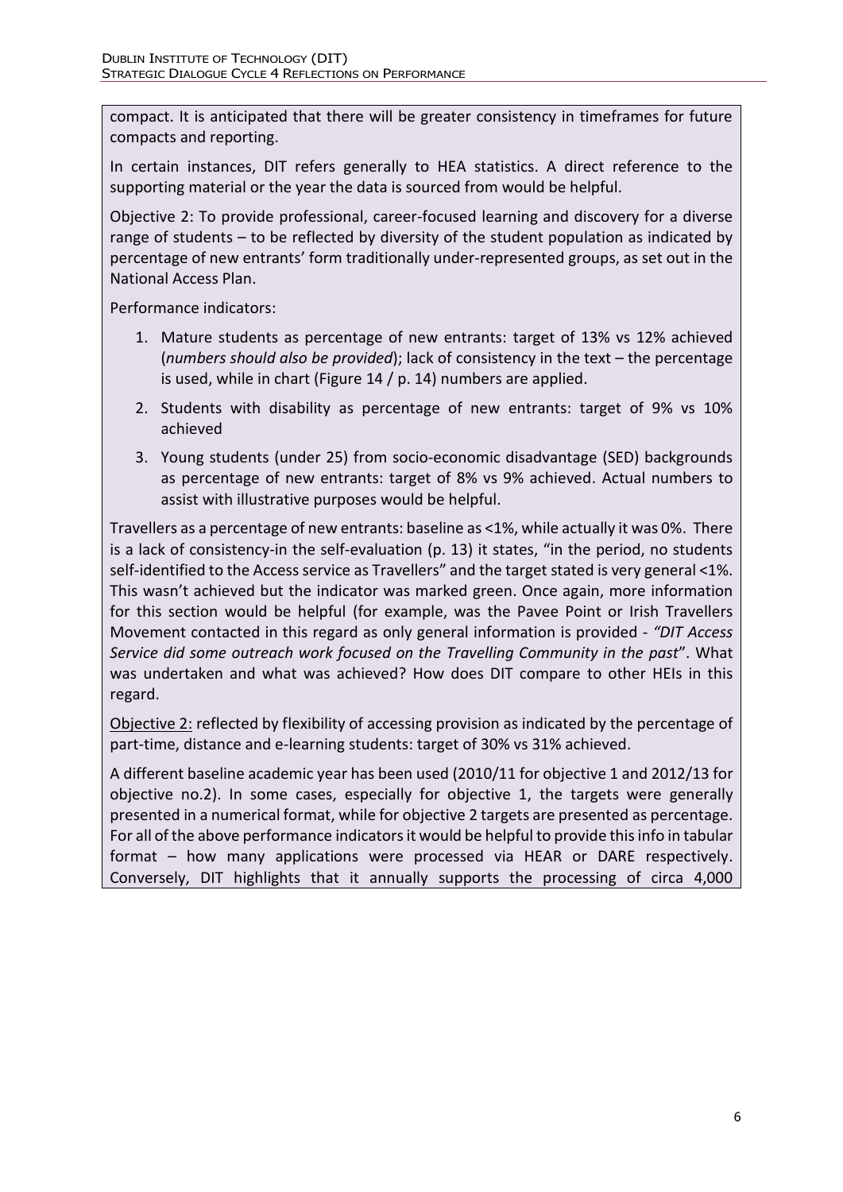compact. It is anticipated that there will be greater consistency in timeframes for future compacts and reporting.

In certain instances, DIT refers generally to HEA statistics. A direct reference to the supporting material or the year the data is sourced from would be helpful.

Objective 2: To provide professional, career-focused learning and discovery for a diverse range of students – to be reflected by diversity of the student population as indicated by percentage of new entrants' form traditionally under-represented groups, as set out in the National Access Plan.

Performance indicators:

1. Mature students as percentage of new entrants: target of 13% vs 12% achieved (*numbers should also be provided*); lack of consistency in the text – the percentage is used, while in chart (Figure 14 / p. 14) numbers are applied.
2. Students with disability as percentage of new entrants: target of 9% vs 10% achieved
3. Young students (under 25) from socio-economic disadvantage (SED) backgrounds as percentage of new entrants: target of 8% vs 9% achieved. Actual numbers to assist with illustrative purposes would be helpful.

Travellers as a percentage of new entrants: baseline as <1%, while actually it was 0%. There is a lack of consistency-in the self-evaluation (p. 13) it states, "in the period, no students self-identified to the Access service as Travellers" and the target stated is very general <1%. This wasn't achieved but the indicator was marked green. Once again, more information for this section would be helpful (for example, was the Pavee Point or Irish Travellers Movement contacted in this regard as only general information is provided - *"DIT Access Service did some outreach work focused on the Travelling Community in the past*". What was undertaken and what was achieved? How does DIT compare to other HEIs in this regard.

<u>Objective 2:</u> reflected by flexibility of accessing provision as indicated by the percentage of part-time, distance and e-learning students: target of 30% vs 31% achieved.

A different baseline academic year has been used (2010/11 for objective 1 and 2012/13 for objective no.2). In some cases, especially for objective 1, the targets were generally presented in a numerical format, while for objective 2 targets are presented as percentage. For all of the above performance indicators it would be helpful to provide this info in tabular format – how many applications were processed via HEAR or DARE respectively. Conversely, DIT highlights that it annually supports the processing of circa 4,000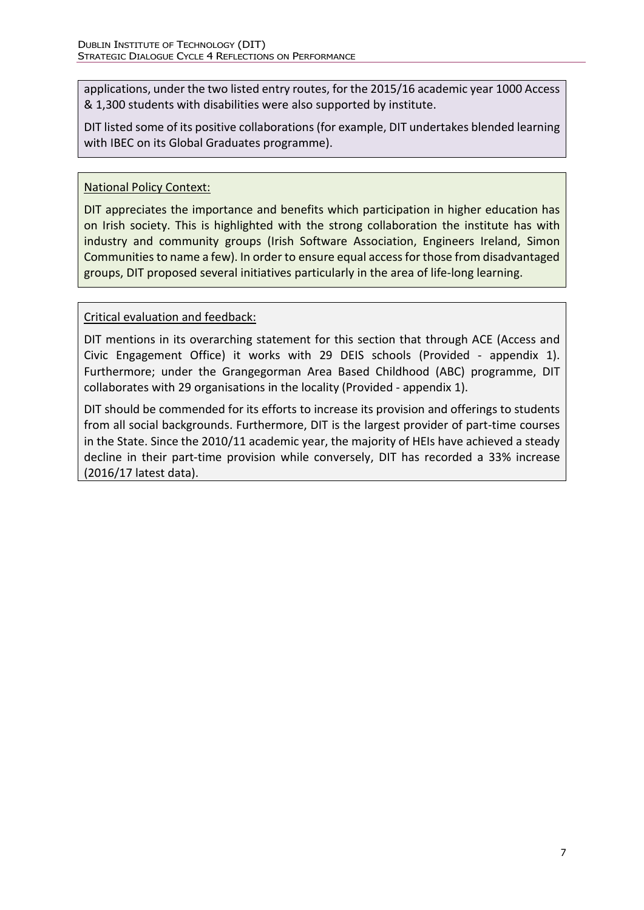applications, under the two listed entry routes, for the 2015/16 academic year 1000 Access & 1,300 students with disabilities were also supported by institute.

DIT listed some of its positive collaborations (for example, DIT undertakes blended learning with IBEC on its Global Graduates programme).

National Policy Context:

DIT appreciates the importance and benefits which participation in higher education has on Irish society. This is highlighted with the strong collaboration the institute has with industry and community groups (Irish Software Association, Engineers Ireland, Simon Communities to name a few). In order to ensure equal access for those from disadvantaged groups, DIT proposed several initiatives particularly in the area of life-long learning.

Critical evaluation and feedback:

DIT mentions in its overarching statement for this section that through ACE (Access and Civic Engagement Office) it works with 29 DEIS schools (Provided - appendix 1). Furthermore; under the Grangegorman Area Based Childhood (ABC) programme, DIT collaborates with 29 organisations in the locality (Provided - appendix 1).

DIT should be commended for its efforts to increase its provision and offerings to students from all social backgrounds. Furthermore, DIT is the largest provider of part-time courses in the State. Since the 2010/11 academic year, the majority of HEIs have achieved a steady decline in their part-time provision while conversely, DIT has recorded a 33% increase (2016/17 latest data).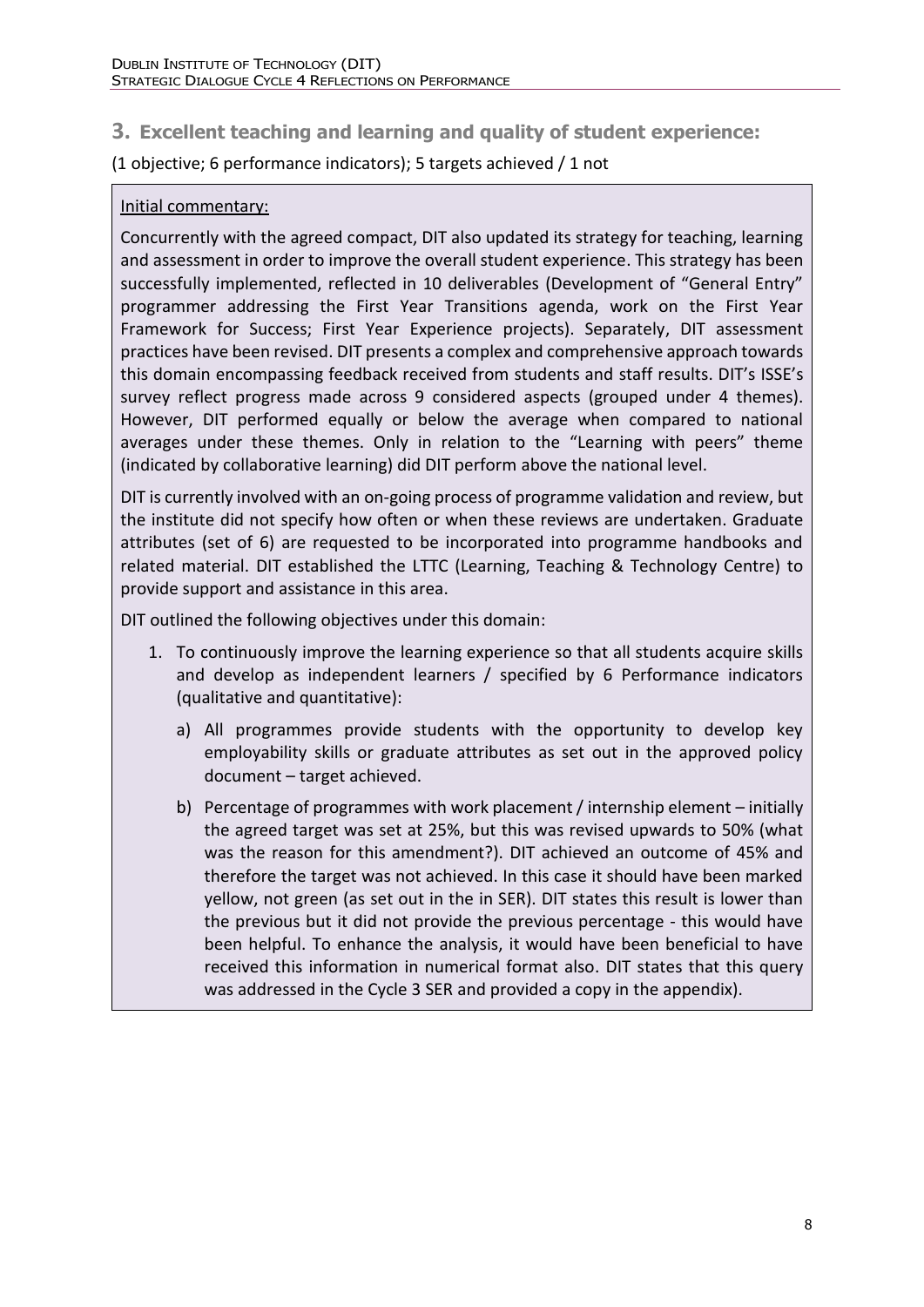## 3. Excellent teaching and learning and quality of student experience:

(1 objective; 6 performance indicators); 5 targets achieved / 1 not

Initial commentary:

Concurrently with the agreed compact, DIT also updated its strategy for teaching, learning and assessment in order to improve the overall student experience. This strategy has been successfully implemented, reflected in 10 deliverables (Development of "General Entry" programmer addressing the First Year Transitions agenda, work on the First Year Framework for Success; First Year Experience projects). Separately, DIT assessment practices have been revised. DIT presents a complex and comprehensive approach towards this domain encompassing feedback received from students and staff results. DIT's ISSE's survey reflect progress made across 9 considered aspects (grouped under 4 themes). However, DIT performed equally or below the average when compared to national averages under these themes. Only in relation to the "Learning with peers" theme (indicated by collaborative learning) did DIT perform above the national level.

DIT is currently involved with an on-going process of programme validation and review, but the institute did not specify how often or when these reviews are undertaken. Graduate attributes (set of 6) are requested to be incorporated into programme handbooks and related material. DIT established the LTTC (Learning, Teaching & Technology Centre) to provide support and assistance in this area.

DIT outlined the following objectives under this domain:

1. To continuously improve the learning experience so that all students acquire skills and develop as independent learners / specified by 6 Performance indicators (qualitative and quantitative):
   a) All programmes provide students with the opportunity to develop key employability skills or graduate attributes as set out in the approved policy document – target achieved.
   b) Percentage of programmes with work placement / internship element – initially the agreed target was set at 25%, but this was revised upwards to 50% (what was the reason for this amendment?). DIT achieved an outcome of 45% and therefore the target was not achieved. In this case it should have been marked yellow, not green (as set out in the in SER). DIT states this result is lower than the previous but it did not provide the previous percentage - this would have been helpful. To enhance the analysis, it would have been beneficial to have received this information in numerical format also. DIT states that this query was addressed in the Cycle 3 SER and provided a copy in the appendix).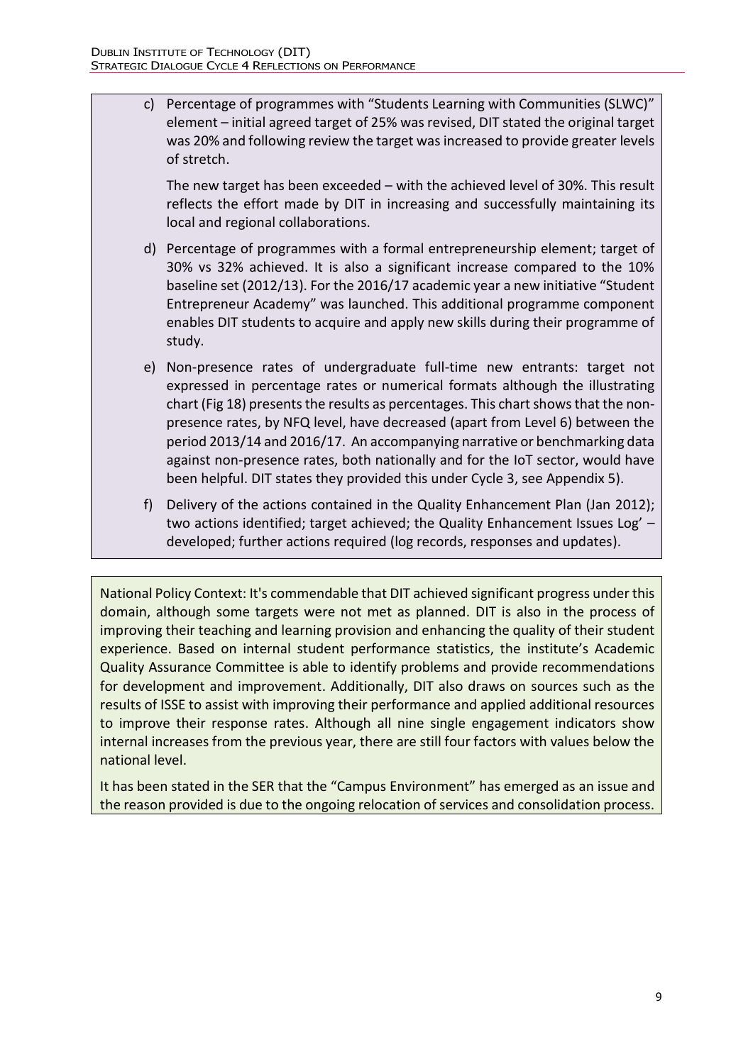c) Percentage of programmes with "Students Learning with Communities (SLWC)" element – initial agreed target of 25% was revised, DIT stated the original target was 20% and following review the target was increased to provide greater levels of stretch.

   The new target has been exceeded – with the achieved level of 30%. This result reflects the effort made by DIT in increasing and successfully maintaining its local and regional collaborations.

d) Percentage of programmes with a formal entrepreneurship element; target of 30% vs 32% achieved. It is also a significant increase compared to the 10% baseline set (2012/13). For the 2016/17 academic year a new initiative "Student Entrepreneur Academy" was launched. This additional programme component enables DIT students to acquire and apply new skills during their programme of study.

e) Non-presence rates of undergraduate full-time new entrants: target not expressed in percentage rates or numerical formats although the illustrating chart (Fig 18) presents the results as percentages. This chart shows that the non-presence rates, by NFQ level, have decreased (apart from Level 6) between the period 2013/14 and 2016/17. An accompanying narrative or benchmarking data against non-presence rates, both nationally and for the IoT sector, would have been helpful. DIT states they provided this under Cycle 3, see Appendix 5).

f) Delivery of the actions contained in the Quality Enhancement Plan (Jan 2012); two actions identified; target achieved; the Quality Enhancement Issues Log' – developed; further actions required (log records, responses and updates).

National Policy Context: It's commendable that DIT achieved significant progress under this domain, although some targets were not met as planned. DIT is also in the process of improving their teaching and learning provision and enhancing the quality of their student experience. Based on internal student performance statistics, the institute's Academic Quality Assurance Committee is able to identify problems and provide recommendations for development and improvement. Additionally, DIT also draws on sources such as the results of ISSE to assist with improving their performance and applied additional resources to improve their response rates. Although all nine single engagement indicators show internal increases from the previous year, there are still four factors with values below the national level.

It has been stated in the SER that the "Campus Environment" has emerged as an issue and the reason provided is due to the ongoing relocation of services and consolidation process.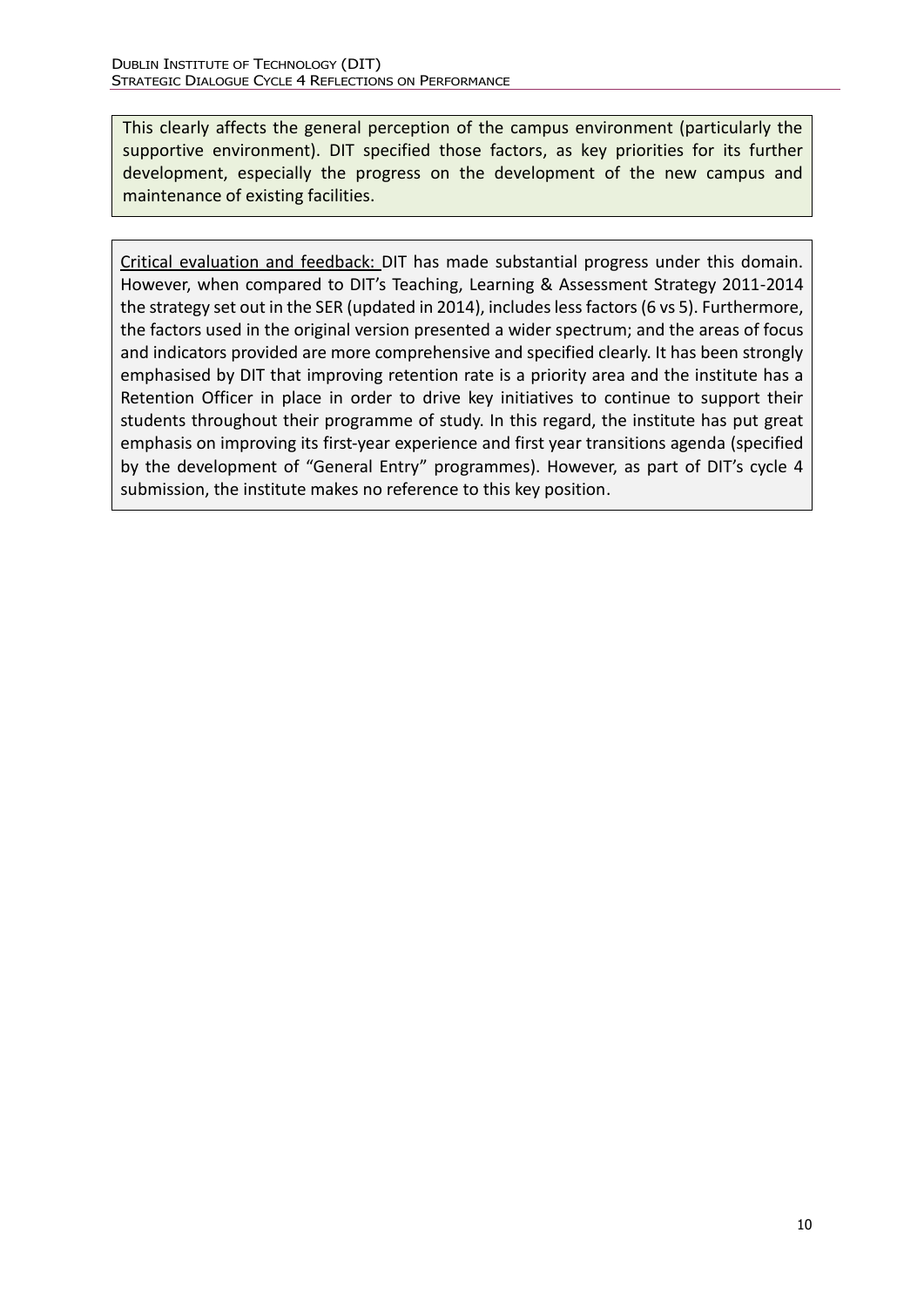This clearly affects the general perception of the campus environment (particularly the supportive environment). DIT specified those factors, as key priorities for its further development, especially the progress on the development of the new campus and maintenance of existing facilities.

Critical evaluation and feedback: DIT has made substantial progress under this domain. However, when compared to DIT's Teaching, Learning & Assessment Strategy 2011-2014 the strategy set out in the SER (updated in 2014), includes less factors (6 vs 5). Furthermore, the factors used in the original version presented a wider spectrum; and the areas of focus and indicators provided are more comprehensive and specified clearly. It has been strongly emphasised by DIT that improving retention rate is a priority area and the institute has a Retention Officer in place in order to drive key initiatives to continue to support their students throughout their programme of study. In this regard, the institute has put great emphasis on improving its first-year experience and first year transitions agenda (specified by the development of "General Entry" programmes). However, as part of DIT's cycle 4 submission, the institute makes no reference to this key position.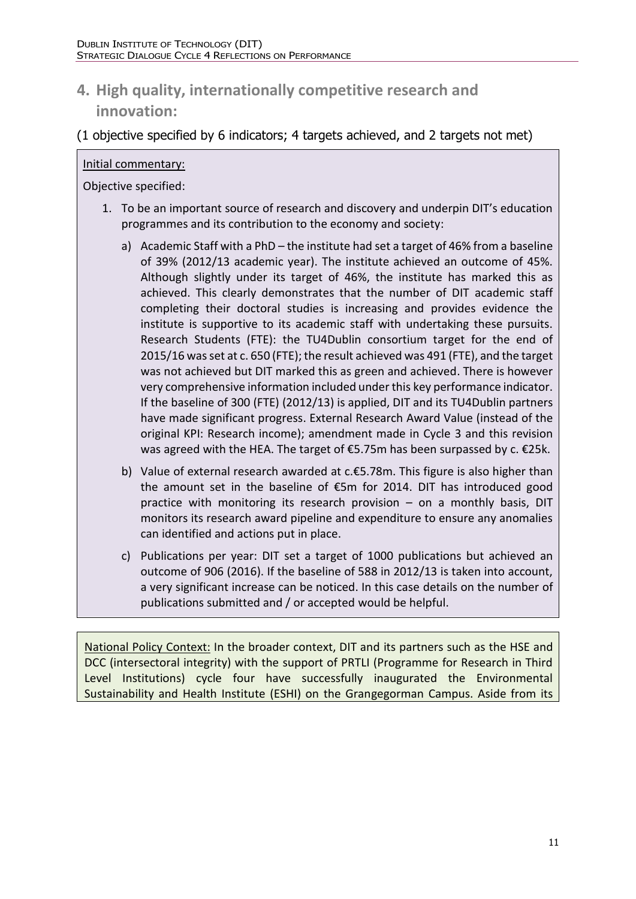## 4. High quality, internationally competitive research and innovation:

(1 objective specified by 6 indicators; 4 targets achieved, and 2 targets not met)

Initial commentary:

Objective specified:

1. To be an important source of research and discovery and underpin DIT's education programmes and its contribution to the economy and society:
   a) Academic Staff with a PhD – the institute had set a target of 46% from a baseline of 39% (2012/13 academic year). The institute achieved an outcome of 45%. Although slightly under its target of 46%, the institute has marked this as achieved. This clearly demonstrates that the number of DIT academic staff completing their doctoral studies is increasing and provides evidence the institute is supportive to its academic staff with undertaking these pursuits. Research Students (FTE): the TU4Dublin consortium target for the end of 2015/16 was set at c. 650 (FTE); the result achieved was 491 (FTE), and the target was not achieved but DIT marked this as green and achieved. There is however very comprehensive information included under this key performance indicator. If the baseline of 300 (FTE) (2012/13) is applied, DIT and its TU4Dublin partners have made significant progress. External Research Award Value (instead of the original KPI: Research income); amendment made in Cycle 3 and this revision was agreed with the HEA. The target of €5.75m has been surpassed by c. €25k.
   b) Value of external research awarded at c.€5.78m. This figure is also higher than the amount set in the baseline of €5m for 2014. DIT has introduced good practice with monitoring its research provision – on a monthly basis, DIT monitors its research award pipeline and expenditure to ensure any anomalies can identified and actions put in place.
   c) Publications per year: DIT set a target of 1000 publications but achieved an outcome of 906 (2016). If the baseline of 588 in 2012/13 is taken into account, a very significant increase can be noticed. In this case details on the number of publications submitted and / or accepted would be helpful.

National Policy Context: In the broader context, DIT and its partners such as the HSE and DCC (intersectoral integrity) with the support of PRTLI (Programme for Research in Third Level Institutions) cycle four have successfully inaugurated the Environmental Sustainability and Health Institute (ESHI) on the Grangegorman Campus. Aside from its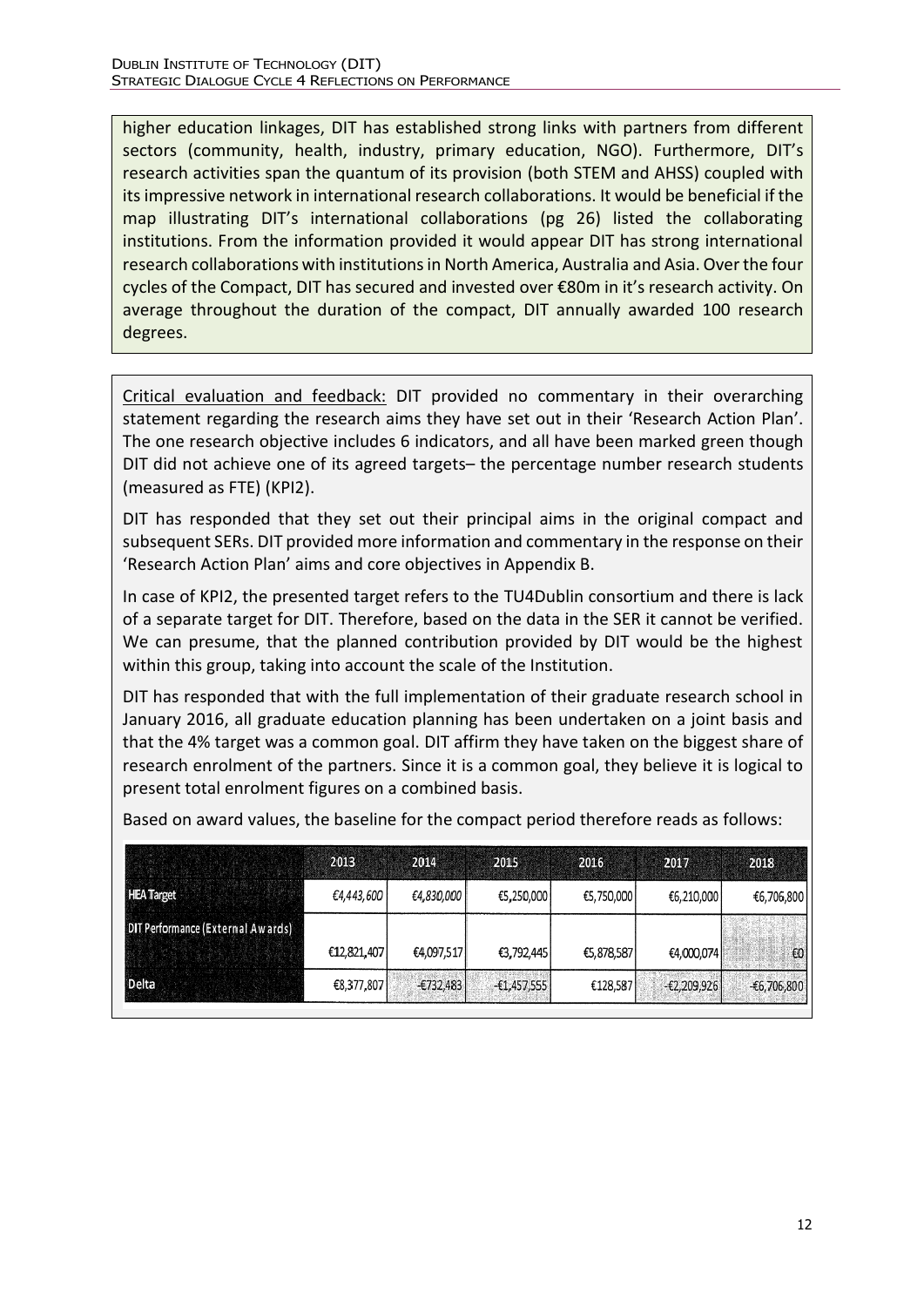higher education linkages, DIT has established strong links with partners from different sectors (community, health, industry, primary education, NGO). Furthermore, DIT's research activities span the quantum of its provision (both STEM and AHSS) coupled with its impressive network in international research collaborations. It would be beneficial if the map illustrating DIT's international collaborations (pg 26) listed the collaborating institutions. From the information provided it would appear DIT has strong international research collaborations with institutions in North America, Australia and Asia. Over the four cycles of the Compact, DIT has secured and invested over €80m in it's research activity. On average throughout the duration of the compact, DIT annually awarded 100 research degrees.

Critical evaluation and feedback: DIT provided no commentary in their overarching statement regarding the research aims they have set out in their 'Research Action Plan'. The one research objective includes 6 indicators, and all have been marked green though DIT did not achieve one of its agreed targets– the percentage number research students (measured as FTE) (KPI2).

DIT has responded that they set out their principal aims in the original compact and subsequent SERs. DIT provided more information and commentary in the response on their 'Research Action Plan' aims and core objectives in Appendix B.

In case of KPI2, the presented target refers to the TU4Dublin consortium and there is lack of a separate target for DIT. Therefore, based on the data in the SER it cannot be verified. We can presume, that the planned contribution provided by DIT would be the highest within this group, taking into account the scale of the Institution.

DIT has responded that with the full implementation of their graduate research school in January 2016, all graduate education planning has been undertaken on a joint basis and that the 4% target was a common goal. DIT affirm they have taken on the biggest share of research enrolment of the partners. Since it is a common goal, they believe it is logical to present total enrolment figures on a combined basis.

Based on award values, the baseline for the compact period therefore reads as follows:

| | 2013 | 2014 | 2015 | 2016 | 2017 | 2018 |
|---|---|---|---|---|---|---|
| HEA Target | €4,443,600 | €4,830,000 | €5,250,000 | €5,750,000 | €6,210,000 | €6,706,800 |
| DIT Performance (External Awards) | €12,821,407 | €4,097,517 | €3,792,445 | €5,878,587 | €4,000,074 | €0 |
| Delta | €8,377,807 | -€732,483 | -€1,457,555 | €128,587 | -€2,209,926 | -€6,706,800 |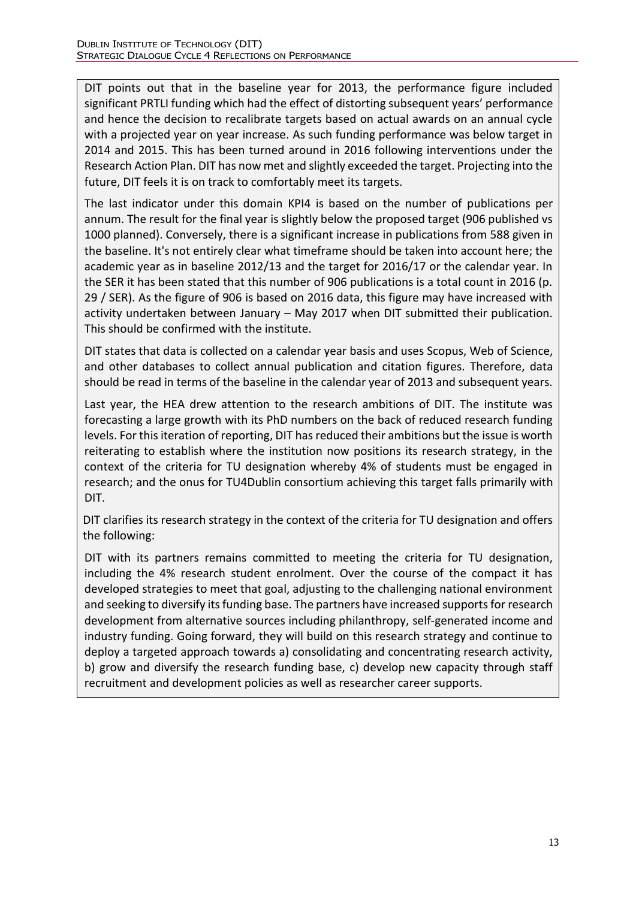DIT points out that in the baseline year for 2013, the performance figure included significant PRTLI funding which had the effect of distorting subsequent years' performance and hence the decision to recalibrate targets based on actual awards on an annual cycle with a projected year on year increase. As such funding performance was below target in 2014 and 2015. This has been turned around in 2016 following interventions under the Research Action Plan. DIT has now met and slightly exceeded the target. Projecting into the future, DIT feels it is on track to comfortably meet its targets.

The last indicator under this domain KPI4 is based on the number of publications per annum. The result for the final year is slightly below the proposed target (906 published vs 1000 planned). Conversely, there is a significant increase in publications from 588 given in the baseline. It's not entirely clear what timeframe should be taken into account here; the academic year as in baseline 2012/13 and the target for 2016/17 or the calendar year. In the SER it has been stated that this number of 906 publications is a total count in 2016 (p. 29 / SER). As the figure of 906 is based on 2016 data, this figure may have increased with activity undertaken between January – May 2017 when DIT submitted their publication. This should be confirmed with the institute.

DIT states that data is collected on a calendar year basis and uses Scopus, Web of Science, and other databases to collect annual publication and citation figures. Therefore, data should be read in terms of the baseline in the calendar year of 2013 and subsequent years.

Last year, the HEA drew attention to the research ambitions of DIT. The institute was forecasting a large growth with its PhD numbers on the back of reduced research funding levels. For this iteration of reporting, DIT has reduced their ambitions but the issue is worth reiterating to establish where the institution now positions its research strategy, in the context of the criteria for TU designation whereby 4% of students must be engaged in research; and the onus for TU4Dublin consortium achieving this target falls primarily with DIT.

DIT clarifies its research strategy in the context of the criteria for TU designation and offers the following:

DIT with its partners remains committed to meeting the criteria for TU designation, including the 4% research student enrolment. Over the course of the compact it has developed strategies to meet that goal, adjusting to the challenging national environment and seeking to diversify its funding base. The partners have increased supports for research development from alternative sources including philanthropy, self-generated income and industry funding. Going forward, they will build on this research strategy and continue to deploy a targeted approach towards a) consolidating and concentrating research activity, b) grow and diversify the research funding base, c) develop new capacity through staff recruitment and development policies as well as researcher career supports.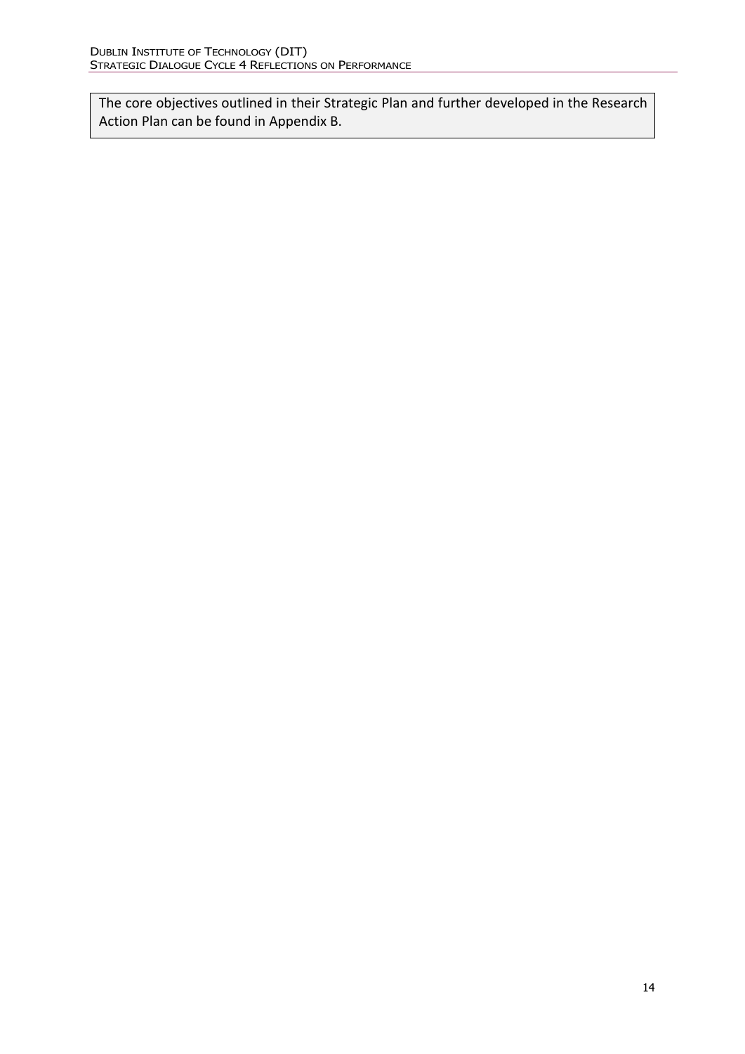The core objectives outlined in their Strategic Plan and further developed in the Research Action Plan can be found in Appendix B.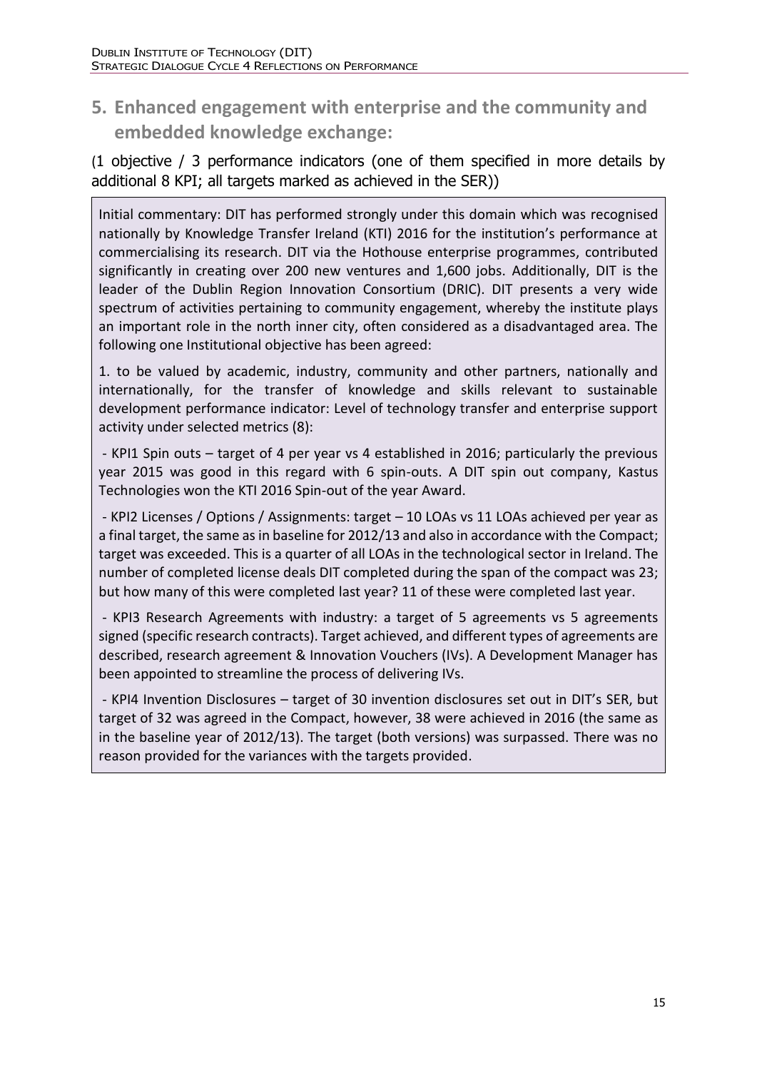## 5. Enhanced engagement with enterprise and the community and embedded knowledge exchange:

(1 objective / 3 performance indicators (one of them specified in more details by additional 8 KPI; all targets marked as achieved in the SER))

Initial commentary: DIT has performed strongly under this domain which was recognised nationally by Knowledge Transfer Ireland (KTI) 2016 for the institution's performance at commercialising its research. DIT via the Hothouse enterprise programmes, contributed significantly in creating over 200 new ventures and 1,600 jobs. Additionally, DIT is the leader of the Dublin Region Innovation Consortium (DRIC). DIT presents a very wide spectrum of activities pertaining to community engagement, whereby the institute plays an important role in the north inner city, often considered as a disadvantaged area. The following one Institutional objective has been agreed:

1. to be valued by academic, industry, community and other partners, nationally and internationally, for the transfer of knowledge and skills relevant to sustainable development performance indicator: Level of technology transfer and enterprise support activity under selected metrics (8):

- KPI1 Spin outs – target of 4 per year vs 4 established in 2016; particularly the previous year 2015 was good in this regard with 6 spin-outs. A DIT spin out company, Kastus Technologies won the KTI 2016 Spin-out of the year Award.

- KPI2 Licenses / Options / Assignments: target – 10 LOAs vs 11 LOAs achieved per year as a final target, the same as in baseline for 2012/13 and also in accordance with the Compact; target was exceeded. This is a quarter of all LOAs in the technological sector in Ireland. The number of completed license deals DIT completed during the span of the compact was 23; but how many of this were completed last year? 11 of these were completed last year.

- KPI3 Research Agreements with industry: a target of 5 agreements vs 5 agreements signed (specific research contracts). Target achieved, and different types of agreements are described, research agreement & Innovation Vouchers (IVs). A Development Manager has been appointed to streamline the process of delivering IVs.

- KPI4 Invention Disclosures – target of 30 invention disclosures set out in DIT's SER, but target of 32 was agreed in the Compact, however, 38 were achieved in 2016 (the same as in the baseline year of 2012/13). The target (both versions) was surpassed. There was no reason provided for the variances with the targets provided.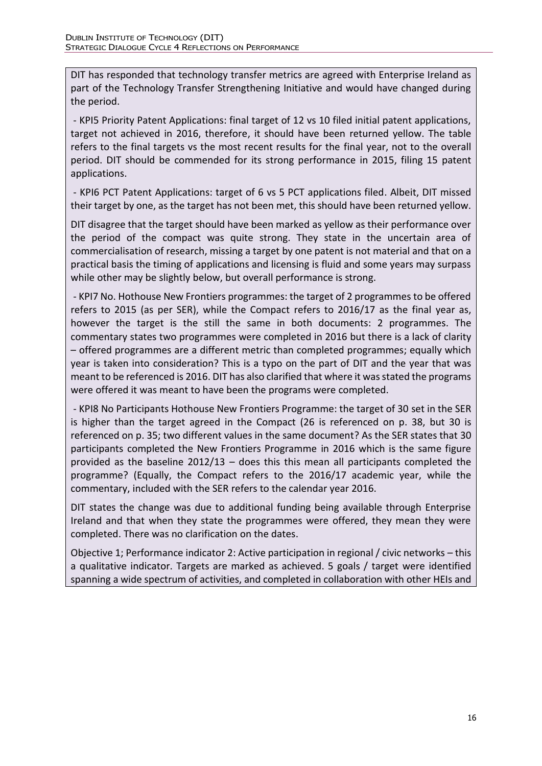DIT has responded that technology transfer metrics are agreed with Enterprise Ireland as part of the Technology Transfer Strengthening Initiative and would have changed during the period.

- KPI5 Priority Patent Applications: final target of 12 vs 10 filed initial patent applications, target not achieved in 2016, therefore, it should have been returned yellow. The table refers to the final targets vs the most recent results for the final year, not to the overall period. DIT should be commended for its strong performance in 2015, filing 15 patent applications.

- KPI6 PCT Patent Applications: target of 6 vs 5 PCT applications filed. Albeit, DIT missed their target by one, as the target has not been met, this should have been returned yellow.

DIT disagree that the target should have been marked as yellow as their performance over the period of the compact was quite strong. They state in the uncertain area of commercialisation of research, missing a target by one patent is not material and that on a practical basis the timing of applications and licensing is fluid and some years may surpass while other may be slightly below, but overall performance is strong.

- KPI7 No. Hothouse New Frontiers programmes: the target of 2 programmes to be offered refers to 2015 (as per SER), while the Compact refers to 2016/17 as the final year as, however the target is the still the same in both documents: 2 programmes. The commentary states two programmes were completed in 2016 but there is a lack of clarity – offered programmes are a different metric than completed programmes; equally which year is taken into consideration? This is a typo on the part of DIT and the year that was meant to be referenced is 2016. DIT has also clarified that where it was stated the programs were offered it was meant to have been the programs were completed.

- KPI8 No Participants Hothouse New Frontiers Programme: the target of 30 set in the SER is higher than the target agreed in the Compact (26 is referenced on p. 38, but 30 is referenced on p. 35; two different values in the same document? As the SER states that 30 participants completed the New Frontiers Programme in 2016 which is the same figure provided as the baseline 2012/13 – does this this mean all participants completed the programme? (Equally, the Compact refers to the 2016/17 academic year, while the commentary, included with the SER refers to the calendar year 2016.

DIT states the change was due to additional funding being available through Enterprise Ireland and that when they state the programmes were offered, they mean they were completed. There was no clarification on the dates.

Objective 1; Performance indicator 2: Active participation in regional / civic networks – this a qualitative indicator. Targets are marked as achieved. 5 goals / target were identified spanning a wide spectrum of activities, and completed in collaboration with other HEIs and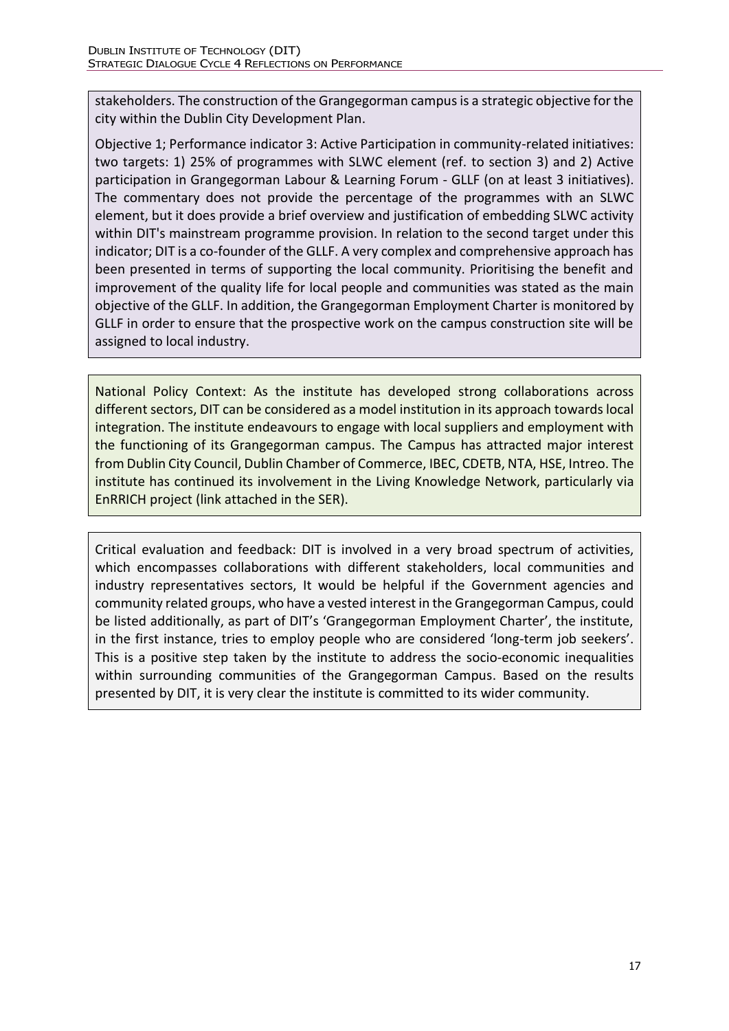stakeholders. The construction of the Grangegorman campus is a strategic objective for the city within the Dublin City Development Plan.

Objective 1; Performance indicator 3: Active Participation in community-related initiatives: two targets: 1) 25% of programmes with SLWC element (ref. to section 3) and 2) Active participation in Grangegorman Labour & Learning Forum - GLLF (on at least 3 initiatives). The commentary does not provide the percentage of the programmes with an SLWC element, but it does provide a brief overview and justification of embedding SLWC activity within DIT's mainstream programme provision. In relation to the second target under this indicator; DIT is a co-founder of the GLLF. A very complex and comprehensive approach has been presented in terms of supporting the local community. Prioritising the benefit and improvement of the quality life for local people and communities was stated as the main objective of the GLLF. In addition, the Grangegorman Employment Charter is monitored by GLLF in order to ensure that the prospective work on the campus construction site will be assigned to local industry.

National Policy Context: As the institute has developed strong collaborations across different sectors, DIT can be considered as a model institution in its approach towards local integration. The institute endeavours to engage with local suppliers and employment with the functioning of its Grangegorman campus. The Campus has attracted major interest from Dublin City Council, Dublin Chamber of Commerce, IBEC, CDETB, NTA, HSE, Intreo. The institute has continued its involvement in the Living Knowledge Network, particularly via EnRRICH project (link attached in the SER).

Critical evaluation and feedback: DIT is involved in a very broad spectrum of activities, which encompasses collaborations with different stakeholders, local communities and industry representatives sectors, It would be helpful if the Government agencies and community related groups, who have a vested interest in the Grangegorman Campus, could be listed additionally, as part of DIT's 'Grangegorman Employment Charter', the institute, in the first instance, tries to employ people who are considered 'long-term job seekers'. This is a positive step taken by the institute to address the socio-economic inequalities within surrounding communities of the Grangegorman Campus. Based on the results presented by DIT, it is very clear the institute is committed to its wider community.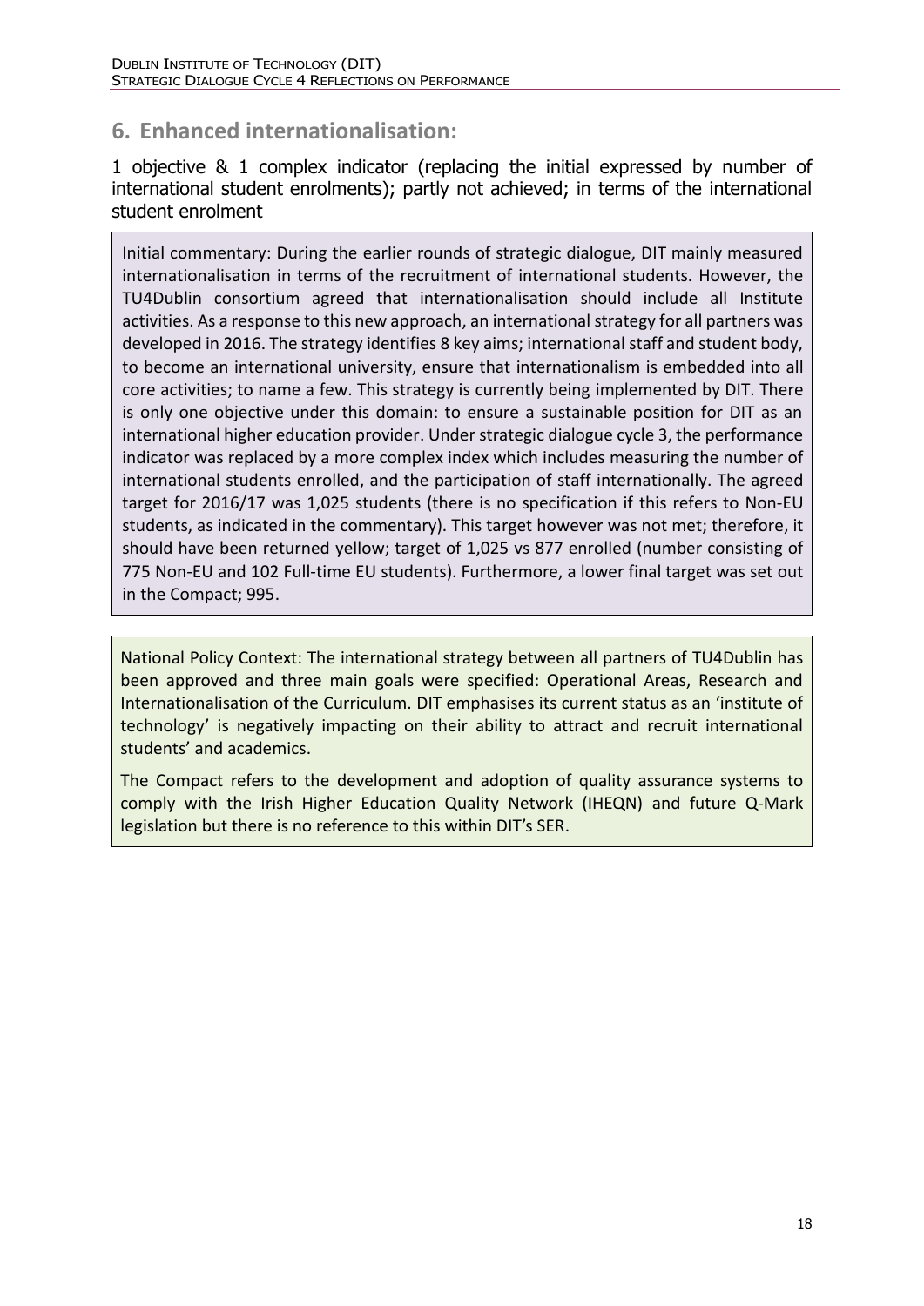## 6. Enhanced internationalisation:

1 objective & 1 complex indicator (replacing the initial expressed by number of international student enrolments); partly not achieved; in terms of the international student enrolment

Initial commentary: During the earlier rounds of strategic dialogue, DIT mainly measured internationalisation in terms of the recruitment of international students. However, the TU4Dublin consortium agreed that internationalisation should include all Institute activities. As a response to this new approach, an international strategy for all partners was developed in 2016. The strategy identifies 8 key aims; international staff and student body, to become an international university, ensure that internationalism is embedded into all core activities; to name a few. This strategy is currently being implemented by DIT. There is only one objective under this domain: to ensure a sustainable position for DIT as an international higher education provider. Under strategic dialogue cycle 3, the performance indicator was replaced by a more complex index which includes measuring the number of international students enrolled, and the participation of staff internationally. The agreed target for 2016/17 was 1,025 students (there is no specification if this refers to Non-EU students, as indicated in the commentary). This target however was not met; therefore, it should have been returned yellow; target of 1,025 vs 877 enrolled (number consisting of 775 Non-EU and 102 Full-time EU students). Furthermore, a lower final target was set out in the Compact; 995.

National Policy Context: The international strategy between all partners of TU4Dublin has been approved and three main goals were specified: Operational Areas, Research and Internationalisation of the Curriculum. DIT emphasises its current status as an 'institute of technology' is negatively impacting on their ability to attract and recruit international students' and academics.

The Compact refers to the development and adoption of quality assurance systems to comply with the Irish Higher Education Quality Network (IHEQN) and future Q-Mark legislation but there is no reference to this within DIT's SER.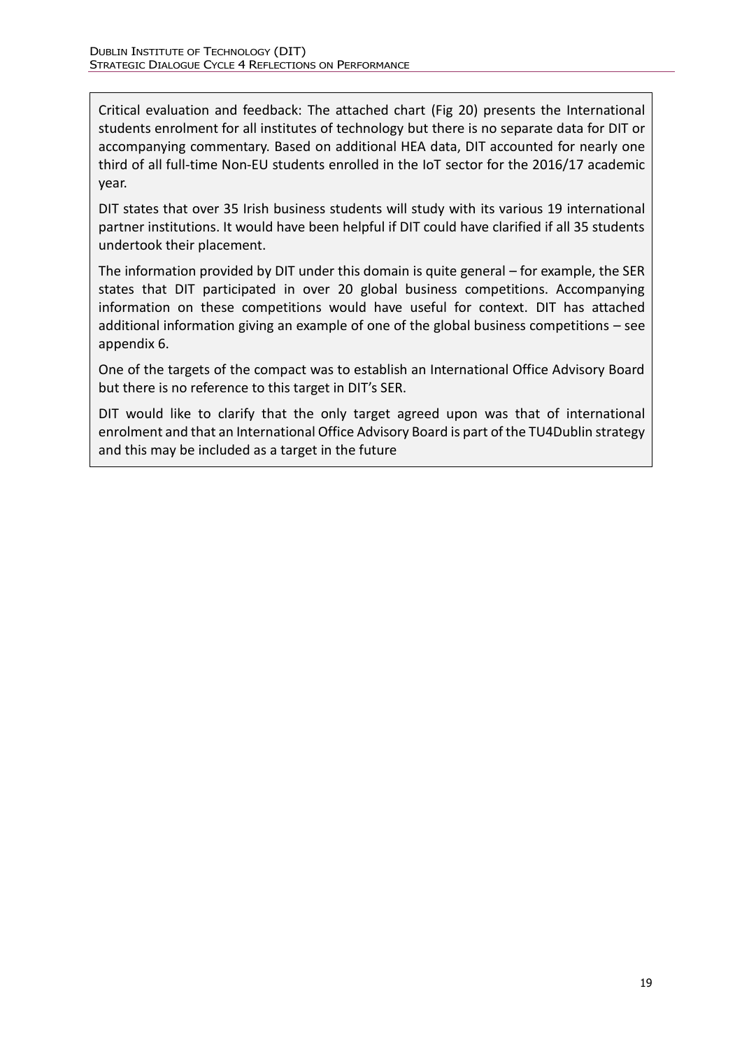Critical evaluation and feedback: The attached chart (Fig 20) presents the International students enrolment for all institutes of technology but there is no separate data for DIT or accompanying commentary. Based on additional HEA data, DIT accounted for nearly one third of all full-time Non-EU students enrolled in the IoT sector for the 2016/17 academic year.

DIT states that over 35 Irish business students will study with its various 19 international partner institutions. It would have been helpful if DIT could have clarified if all 35 students undertook their placement.

The information provided by DIT under this domain is quite general – for example, the SER states that DIT participated in over 20 global business competitions. Accompanying information on these competitions would have useful for context. DIT has attached additional information giving an example of one of the global business competitions – see appendix 6.

One of the targets of the compact was to establish an International Office Advisory Board but there is no reference to this target in DIT's SER.

DIT would like to clarify that the only target agreed upon was that of international enrolment and that an International Office Advisory Board is part of the TU4Dublin strategy and this may be included as a target in the future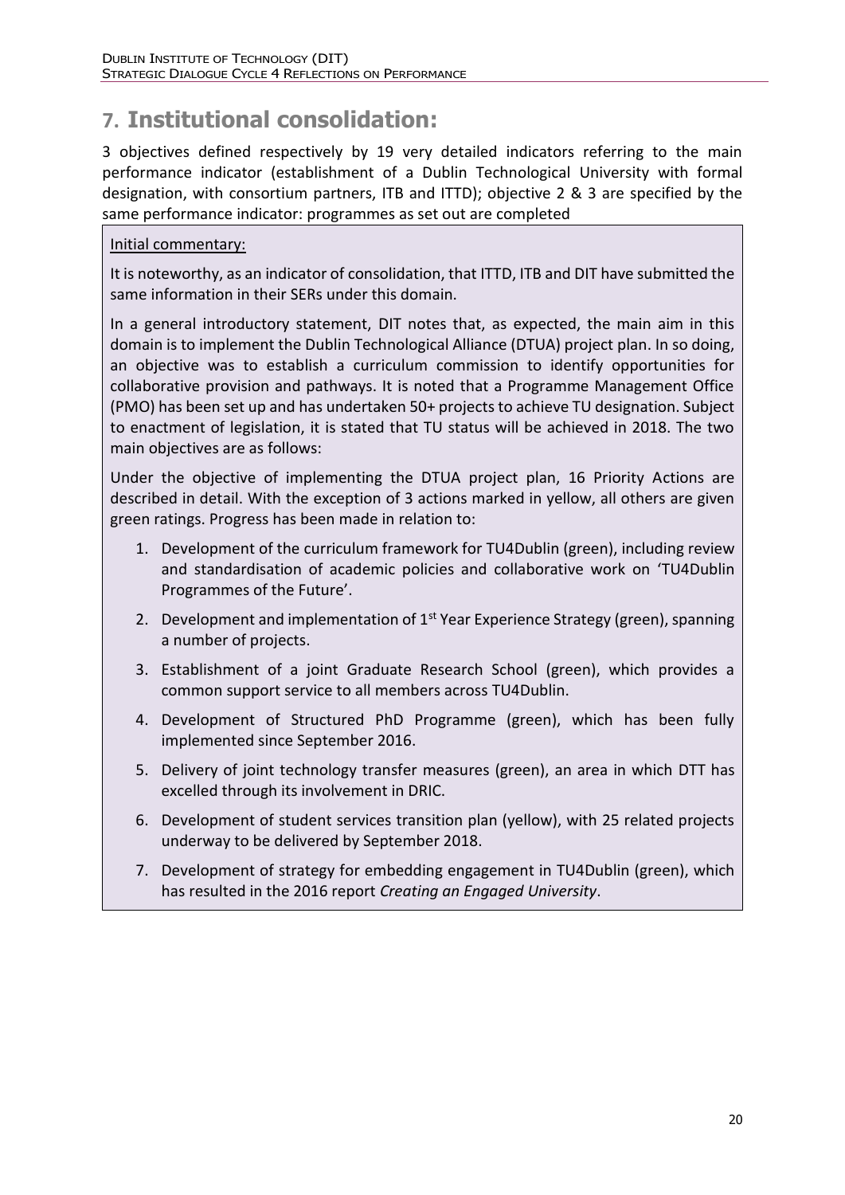# 7. Institutional consolidation:

3 objectives defined respectively by 19 very detailed indicators referring to the main performance indicator (establishment of a Dublin Technological University with formal designation, with consortium partners, ITB and ITTD); objective 2 & 3 are specified by the same performance indicator: programmes as set out are completed

Initial commentary:

It is noteworthy, as an indicator of consolidation, that ITTD, ITB and DIT have submitted the same information in their SERs under this domain.

In a general introductory statement, DIT notes that, as expected, the main aim in this domain is to implement the Dublin Technological Alliance (DTUA) project plan. In so doing, an objective was to establish a curriculum commission to identify opportunities for collaborative provision and pathways. It is noted that a Programme Management Office (PMO) has been set up and has undertaken 50+ projects to achieve TU designation. Subject to enactment of legislation, it is stated that TU status will be achieved in 2018. The two main objectives are as follows:

Under the objective of implementing the DTUA project plan, 16 Priority Actions are described in detail. With the exception of 3 actions marked in yellow, all others are given green ratings. Progress has been made in relation to:

1. Development of the curriculum framework for TU4Dublin (green), including review and standardisation of academic policies and collaborative work on 'TU4Dublin Programmes of the Future'.
2. Development and implementation of 1st Year Experience Strategy (green), spanning a number of projects.
3. Establishment of a joint Graduate Research School (green), which provides a common support service to all members across TU4Dublin.
4. Development of Structured PhD Programme (green), which has been fully implemented since September 2016.
5. Delivery of joint technology transfer measures (green), an area in which DTT has excelled through its involvement in DRIC.
6. Development of student services transition plan (yellow), with 25 related projects underway to be delivered by September 2018.
7. Development of strategy for embedding engagement in TU4Dublin (green), which has resulted in the 2016 report *Creating an Engaged University*.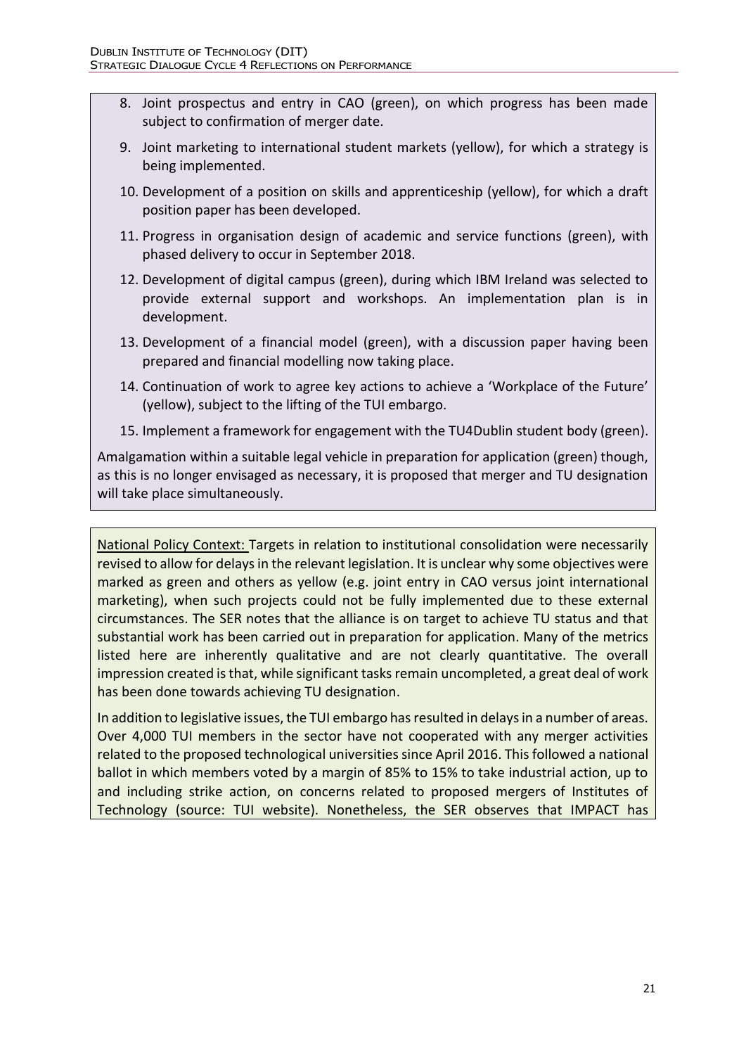8. Joint prospectus and entry in CAO (green), on which progress has been made subject to confirmation of merger date.
9. Joint marketing to international student markets (yellow), for which a strategy is being implemented.
10. Development of a position on skills and apprenticeship (yellow), for which a draft position paper has been developed.
11. Progress in organisation design of academic and service functions (green), with phased delivery to occur in September 2018.
12. Development of digital campus (green), during which IBM Ireland was selected to provide external support and workshops. An implementation plan is in development.
13. Development of a financial model (green), with a discussion paper having been prepared and financial modelling now taking place.
14. Continuation of work to agree key actions to achieve a 'Workplace of the Future' (yellow), subject to the lifting of the TUI embargo.
15. Implement a framework for engagement with the TU4Dublin student body (green).

Amalgamation within a suitable legal vehicle in preparation for application (green) though, as this is no longer envisaged as necessary, it is proposed that merger and TU designation will take place simultaneously.

National Policy Context: Targets in relation to institutional consolidation were necessarily revised to allow for delays in the relevant legislation. It is unclear why some objectives were marked as green and others as yellow (e.g. joint entry in CAO versus joint international marketing), when such projects could not be fully implemented due to these external circumstances. The SER notes that the alliance is on target to achieve TU status and that substantial work has been carried out in preparation for application. Many of the metrics listed here are inherently qualitative and are not clearly quantitative. The overall impression created is that, while significant tasks remain uncompleted, a great deal of work has been done towards achieving TU designation.

In addition to legislative issues, the TUI embargo has resulted in delays in a number of areas. Over 4,000 TUI members in the sector have not cooperated with any merger activities related to the proposed technological universities since April 2016. This followed a national ballot in which members voted by a margin of 85% to 15% to take industrial action, up to and including strike action, on concerns related to proposed mergers of Institutes of Technology (source: TUI website). Nonetheless, the SER observes that IMPACT has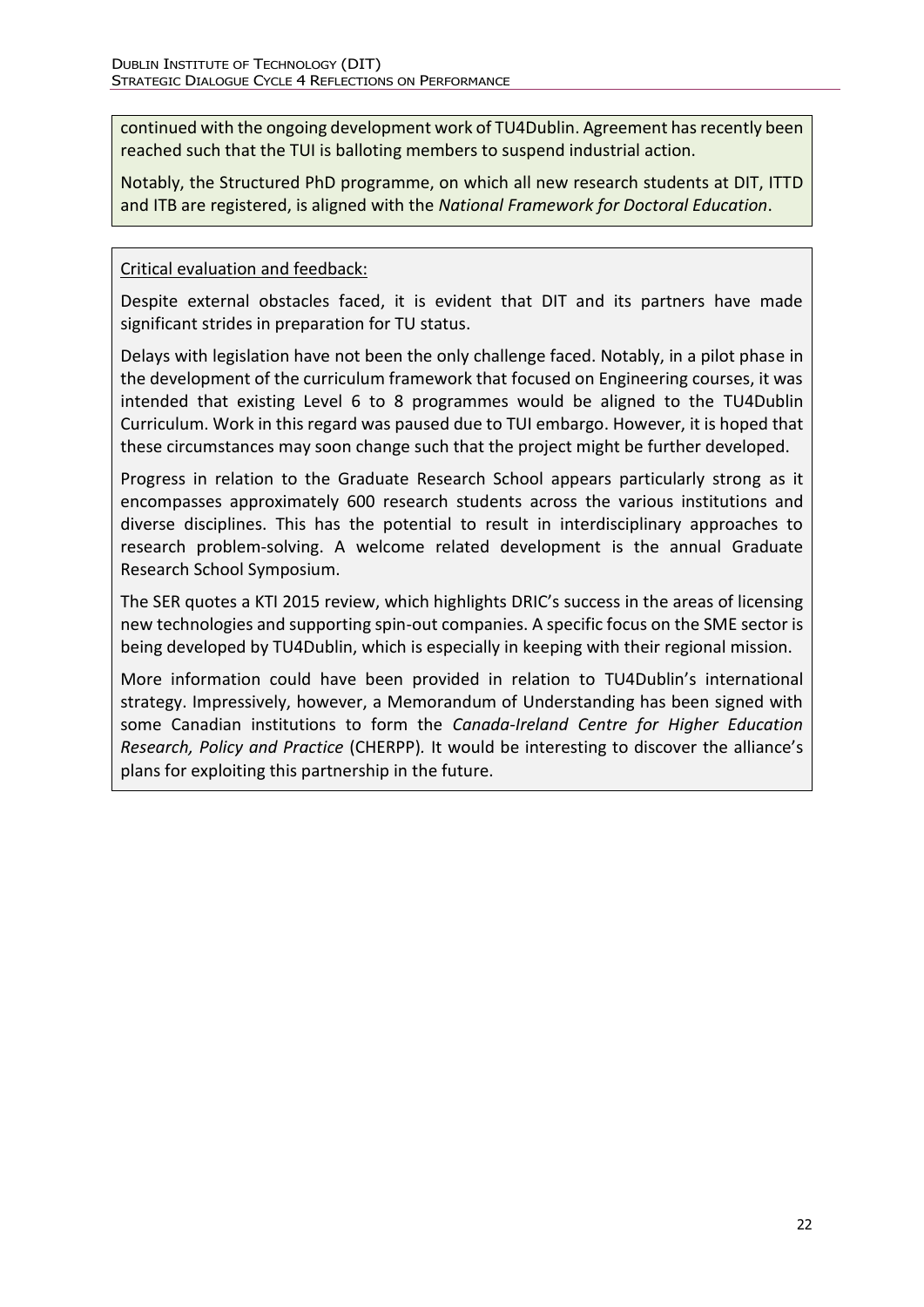continued with the ongoing development work of TU4Dublin. Agreement has recently been reached such that the TUI is balloting members to suspend industrial action.

Notably, the Structured PhD programme, on which all new research students at DIT, ITTD and ITB are registered, is aligned with the *National Framework for Doctoral Education*.

Critical evaluation and feedback:

Despite external obstacles faced, it is evident that DIT and its partners have made significant strides in preparation for TU status.

Delays with legislation have not been the only challenge faced. Notably, in a pilot phase in the development of the curriculum framework that focused on Engineering courses, it was intended that existing Level 6 to 8 programmes would be aligned to the TU4Dublin Curriculum. Work in this regard was paused due to TUI embargo. However, it is hoped that these circumstances may soon change such that the project might be further developed.

Progress in relation to the Graduate Research School appears particularly strong as it encompasses approximately 600 research students across the various institutions and diverse disciplines. This has the potential to result in interdisciplinary approaches to research problem-solving. A welcome related development is the annual Graduate Research School Symposium.

The SER quotes a KTI 2015 review, which highlights DRIC's success in the areas of licensing new technologies and supporting spin-out companies. A specific focus on the SME sector is being developed by TU4Dublin, which is especially in keeping with their regional mission.

More information could have been provided in relation to TU4Dublin's international strategy. Impressively, however, a Memorandum of Understanding has been signed with some Canadian institutions to form the *Canada-Ireland Centre for Higher Education Research, Policy and Practice* (CHERPP). It would be interesting to discover the alliance's plans for exploiting this partnership in the future.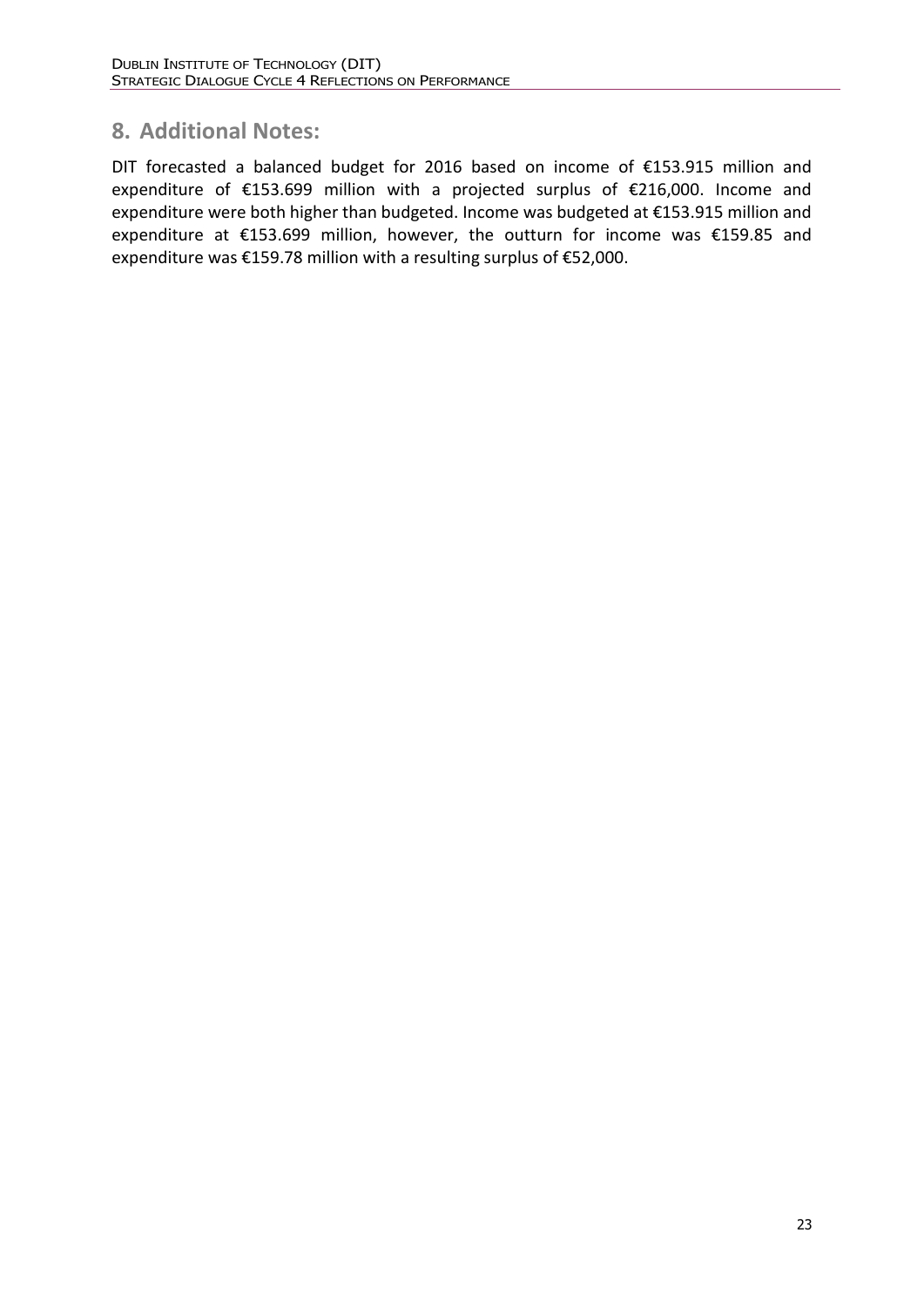## 8. Additional Notes:

DIT forecasted a balanced budget for 2016 based on income of €153.915 million and expenditure of €153.699 million with a projected surplus of €216,000. Income and expenditure were both higher than budgeted. Income was budgeted at €153.915 million and expenditure at €153.699 million, however, the outturn for income was €159.85 and expenditure was €159.78 million with a resulting surplus of €52,000.